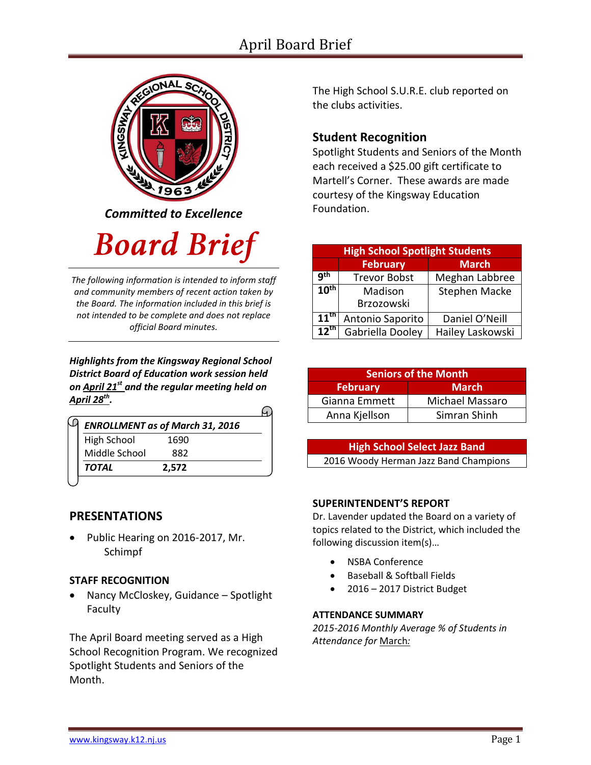# April Board Brief

*Committed to Excellence*

# Board Brief

*The following information is intended to inform staff and community members of recent action taken by the Board. The information included in this brief is not intended to be complete and does not replace official Board minutes.*

***Highlights from the Kingsway Regional School District Board of Education work session held on April 21st and the regular meeting held on April 28th.***

| ***ENROLLMENT as of March 31, 2016*** | |
|---|---|
| High School | 1690 |
| Middle School | 882 |
| ***TOTAL*** | **2,572** |

## PRESENTATIONS

- Public Hearing on 2016-2017, Mr. Schimpf

### STAFF RECOGNITION

- Nancy McCloskey, Guidance – Spotlight Faculty

The April Board meeting served as a High School Recognition Program. We recognized Spotlight Students and Seniors of the Month.

The High School S.U.R.E. club reported on the clubs activities.

## Student Recognition

Spotlight Students and Seniors of the Month each received a $25.00 gift certificate to Martell's Corner. These awards are made courtesy of the Kingsway Education Foundation.

| High School Spotlight Students | | |
|---|---|---|
| | **February** | **March** |
| 9th | Trevor Bobst | Meghan Labbree |
| 10th | Madison Brzozowski | Stephen Macke |
| 11th | Antonio Saporito | Daniel O'Neill |
| 12th | Gabriella Dooley | Hailey Laskowski |

| Seniors of the Month | |
|---|---|
| **February** | **March** |
| Gianna Emmett | Michael Massaro |
| Anna Kjellson | Simran Shinh |

| High School Select Jazz Band |
|---|
| 2016 Woody Herman Jazz Band Champions |

### SUPERINTENDENT'S REPORT

Dr. Lavender updated the Board on a variety of topics related to the District, which included the following discussion item(s)…

- NSBA Conference
- Baseball & Softball Fields
- 2016 – 2017 District Budget

### ATTENDANCE SUMMARY

*2015-2016 Monthly Average % of Students in Attendance for* March: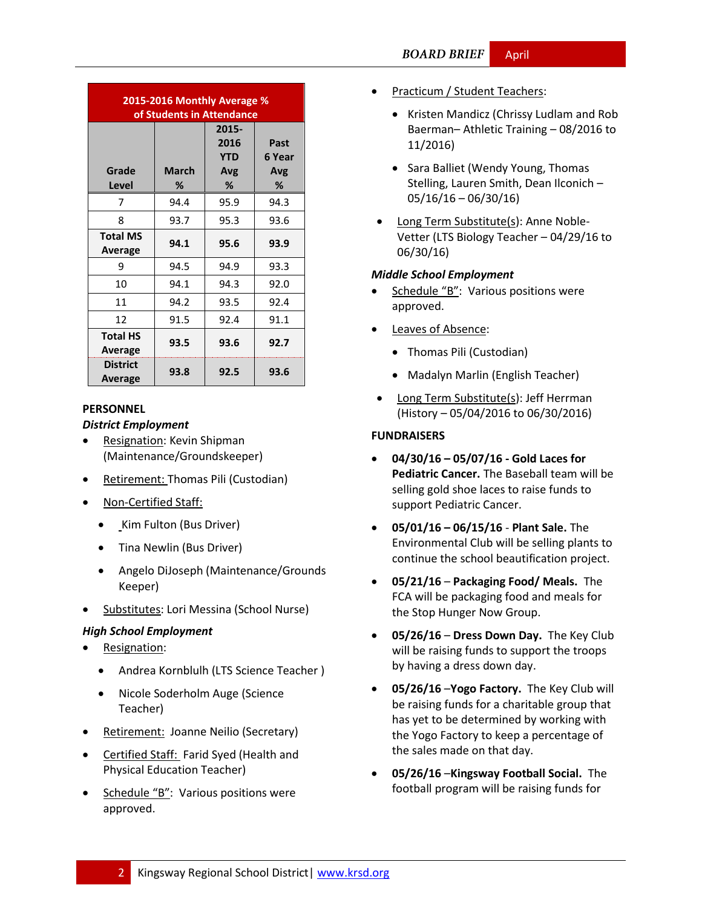| 2015-2016 Monthly Average % of Students in Attendance | | | |
|---|---|---|---|
| Grade Level | March % | 2015-2016 YTD Avg % | Past 6 Year Avg % |
| 7 | 94.4 | 95.9 | 94.3 |
| 8 | 93.7 | 95.3 | 93.6 |
| **Total MS Average** | **94.1** | **95.6** | **93.9** |
| 9 | 94.5 | 94.9 | 93.3 |
| 10 | 94.1 | 94.3 | 92.0 |
| 11 | 94.2 | 93.5 | 92.4 |
| 12 | 91.5 | 92.4 | 91.1 |
| **Total HS Average** | **93.5** | **93.6** | **92.7** |
| **District Average** | **93.8** | **92.5** | **93.6** |

**PERSONNEL**

***District Employment***

- Resignation: Kevin Shipman (Maintenance/Groundskeeper)
- Retirement: Thomas Pili (Custodian)
- Non-Certified Staff:
  - Kim Fulton (Bus Driver)
  - Tina Newlin (Bus Driver)
  - Angelo DiJoseph (Maintenance/Grounds Keeper)
- Substitutes: Lori Messina (School Nurse)

***High School Employment***

- Resignation:
  - Andrea Kornbluh (LTS Science Teacher )
  - Nicole Soderholm Auge (Science Teacher)
- Retirement: Joanne Neilio (Secretary)
- Certified Staff: Farid Syed (Health and Physical Education Teacher)
- Schedule "B": Various positions were approved.
- Practicum / Student Teachers:
  - Kristen Mandicz (Chrissy Ludlam and Rob Baerman– Athletic Training – 08/2016 to 11/2016)
  - Sara Balliet (Wendy Young, Thomas Stelling, Lauren Smith, Dean Ilconich – 05/16/16 – 06/30/16)
- Long Term Substitute(s): Anne Noble-Vetter (LTS Biology Teacher – 04/29/16 to 06/30/16)

***Middle School Employment***

- Schedule "B": Various positions were approved.
- Leaves of Absence:
  - Thomas Pili (Custodian)
  - Madalyn Marlin (English Teacher)
- Long Term Substitute(s): Jeff Herrman (History – 05/04/2016 to 06/30/2016)

**FUNDRAISERS**

- **04/30/16 – 05/07/16 - Gold Laces for Pediatric Cancer.** The Baseball team will be selling gold shoe laces to raise funds to support Pediatric Cancer.
- **05/01/16 – 06/15/16** - **Plant Sale.** The Environmental Club will be selling plants to continue the school beautification project.
- **05/21/16** – **Packaging Food/ Meals.** The FCA will be packaging food and meals for the Stop Hunger Now Group.
- **05/26/16** – **Dress Down Day.** The Key Club will be raising funds to support the troops by having a dress down day.
- **05/26/16** –**Yogo Factory.** The Key Club will be raising funds for a charitable group that has yet to be determined by working with the Yogo Factory to keep a percentage of the sales made on that day.
- **05/26/16** –**Kingsway Football Social.** The football program will be raising funds for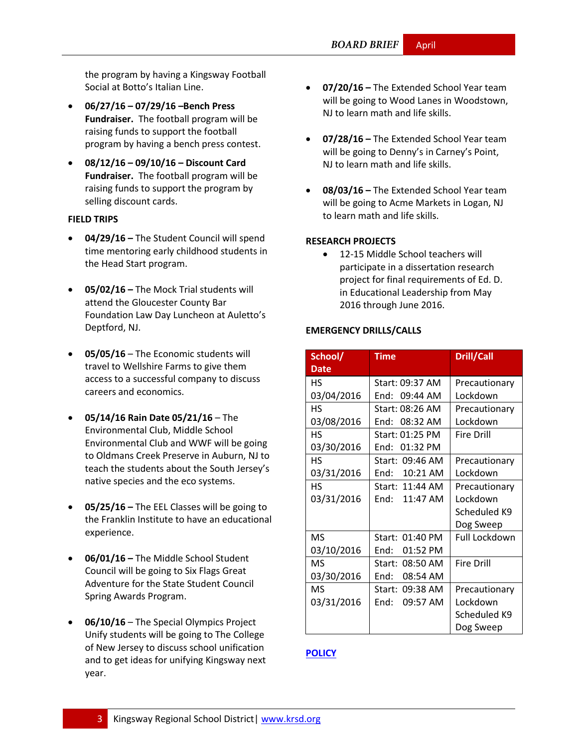the program by having a Kingsway Football Social at Botto's Italian Line.

- **06/27/16 – 07/29/16 –Bench Press Fundraiser.** The football program will be raising funds to support the football program by having a bench press contest.
- **08/12/16 – 09/10/16 – Discount Card Fundraiser.** The football program will be raising funds to support the program by selling discount cards.

**FIELD TRIPS**

- **04/29/16 –** The Student Council will spend time mentoring early childhood students in the Head Start program.
- **05/02/16 –** The Mock Trial students will attend the Gloucester County Bar Foundation Law Day Luncheon at Auletto's Deptford, NJ.
- **05/05/16** – The Economic students will travel to Wellshire Farms to give them access to a successful company to discuss careers and economics.
- **05/14/16 Rain Date 05/21/16** – The Environmental Club, Middle School Environmental Club and WWF will be going to Oldmans Creek Preserve in Auburn, NJ to teach the students about the South Jersey's native species and the eco systems.
- **05/25/16 –** The EEL Classes will be going to the Franklin Institute to have an educational experience.
- **06/01/16 –** The Middle School Student Council will be going to Six Flags Great Adventure for the State Student Council Spring Awards Program.
- **06/10/16** – The Special Olympics Project Unify students will be going to The College of New Jersey to discuss school unification and to get ideas for unifying Kingsway next year.
- **07/20/16 –** The Extended School Year team will be going to Wood Lanes in Woodstown, NJ to learn math and life skills.
- **07/28/16 –** The Extended School Year team will be going to Denny's in Carney's Point, NJ to learn math and life skills.
- **08/03/16 –** The Extended School Year team will be going to Acme Markets in Logan, NJ to learn math and life skills.

**RESEARCH PROJECTS**

- 12-15 Middle School teachers will participate in a dissertation research project for final requirements of Ed. D. in Educational Leadership from May 2016 through June 2016.

**EMERGENCY DRILLS/CALLS**

| School/ Date | Time | Drill/Call |
|---|---|---|
| HS 03/04/2016 | Start: 09:37 AM End: 09:44 AM | Precautionary Lockdown |
| HS 03/08/2016 | Start: 08:26 AM End: 08:32 AM | Precautionary Lockdown |
| HS 03/30/2016 | Start: 01:25 PM End: 01:32 PM | Fire Drill |
| HS 03/31/2016 | Start: 09:46 AM End: 10:21 AM | Precautionary Lockdown |
| HS 03/31/2016 | Start: 11:44 AM End: 11:47 AM | Precautionary Lockdown Scheduled K9 Dog Sweep |
| MS 03/10/2016 | Start: 01:40 PM End: 01:52 PM | Full Lockdown |
| MS 03/30/2016 | Start: 08:50 AM End: 08:54 AM | Fire Drill |
| MS 03/31/2016 | Start: 09:38 AM End: 09:57 AM | Precautionary Lockdown Scheduled K9 Dog Sweep |

**POLICY**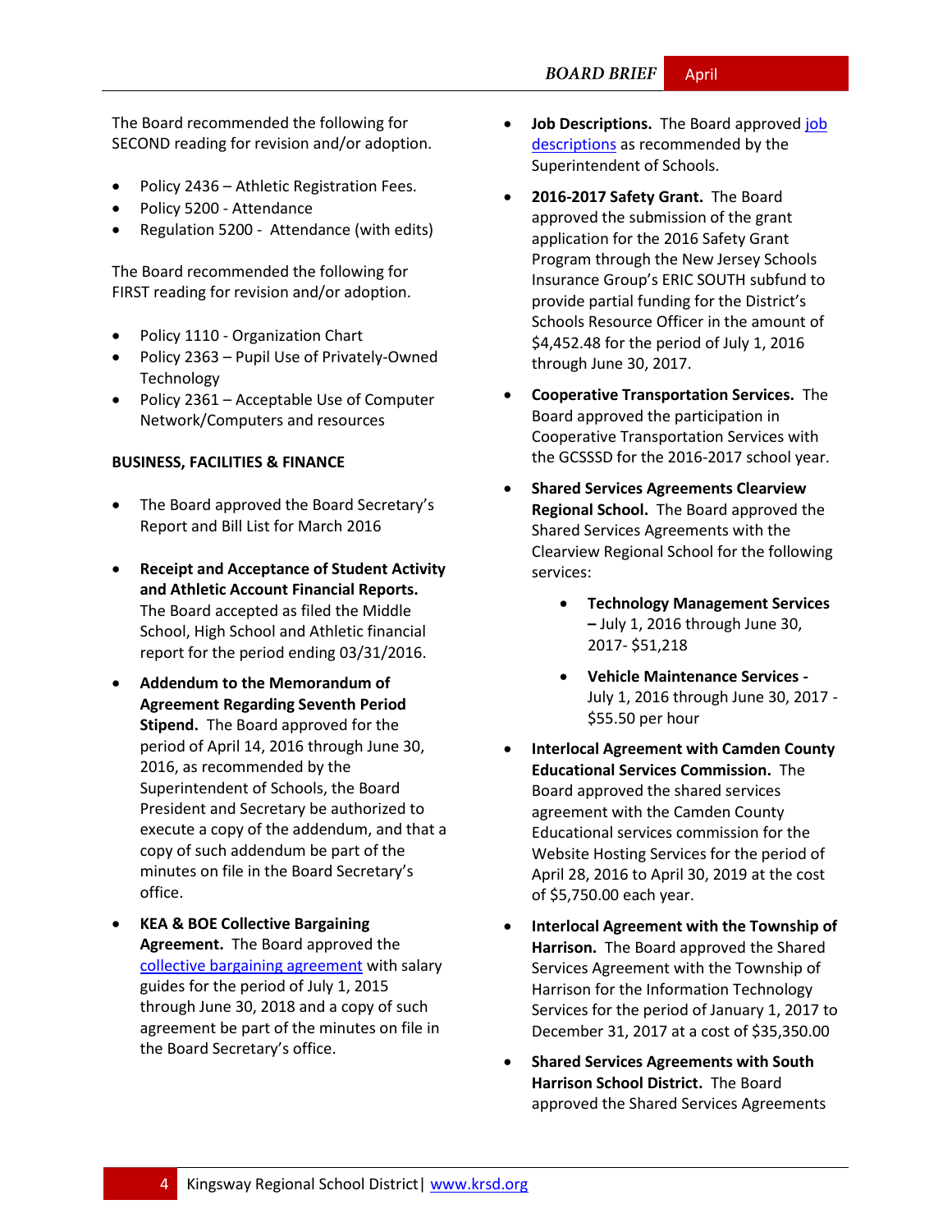The Board recommended the following for SECOND reading for revision and/or adoption.

- Policy 2436 – Athletic Registration Fees.
- Policy 5200 - Attendance
- Regulation 5200 - Attendance (with edits)

The Board recommended the following for FIRST reading for revision and/or adoption.

- Policy 1110 - Organization Chart
- Policy 2363 – Pupil Use of Privately-Owned Technology
- Policy 2361 – Acceptable Use of Computer Network/Computers and resources

**BUSINESS, FACILITIES & FINANCE**

- The Board approved the Board Secretary's Report and Bill List for March 2016

- **Receipt and Acceptance of Student Activity and Athletic Account Financial Reports.** The Board accepted as filed the Middle School, High School and Athletic financial report for the period ending 03/31/2016.

- **Addendum to the Memorandum of Agreement Regarding Seventh Period Stipend.** The Board approved for the period of April 14, 2016 through June 30, 2016, as recommended by the Superintendent of Schools, the Board President and Secretary be authorized to execute a copy of the addendum, and that a copy of such addendum be part of the minutes on file in the Board Secretary's office.

- **KEA & BOE Collective Bargaining Agreement.** The Board approved the collective bargaining agreement with salary guides for the period of July 1, 2015 through June 30, 2018 and a copy of such agreement be part of the minutes on file in the Board Secretary's office.

- **Job Descriptions.** The Board approved job descriptions as recommended by the Superintendent of Schools.

- **2016-2017 Safety Grant.** The Board approved the submission of the grant application for the 2016 Safety Grant Program through the New Jersey Schools Insurance Group's ERIC SOUTH subfund to provide partial funding for the District's Schools Resource Officer in the amount of $4,452.48 for the period of July 1, 2016 through June 30, 2017.

- **Cooperative Transportation Services.** The Board approved the participation in Cooperative Transportation Services with the GCSSSD for the 2016-2017 school year.

- **Shared Services Agreements Clearview Regional School.** The Board approved the Shared Services Agreements with the Clearview Regional School for the following services:

    - **Technology Management Services –** July 1, 2016 through June 30, 2017- $51,218

    - **Vehicle Maintenance Services -** July 1, 2016 through June 30, 2017 - $55.50 per hour

- **Interlocal Agreement with Camden County Educational Services Commission.** The Board approved the shared services agreement with the Camden County Educational services commission for the Website Hosting Services for the period of April 28, 2016 to April 30, 2019 at the cost of $5,750.00 each year.

- **Interlocal Agreement with the Township of Harrison.** The Board approved the Shared Services Agreement with the Township of Harrison for the Information Technology Services for the period of January 1, 2017 to December 31, 2017 at a cost of $35,350.00

- **Shared Services Agreements with South Harrison School District.** The Board approved the Shared Services Agreements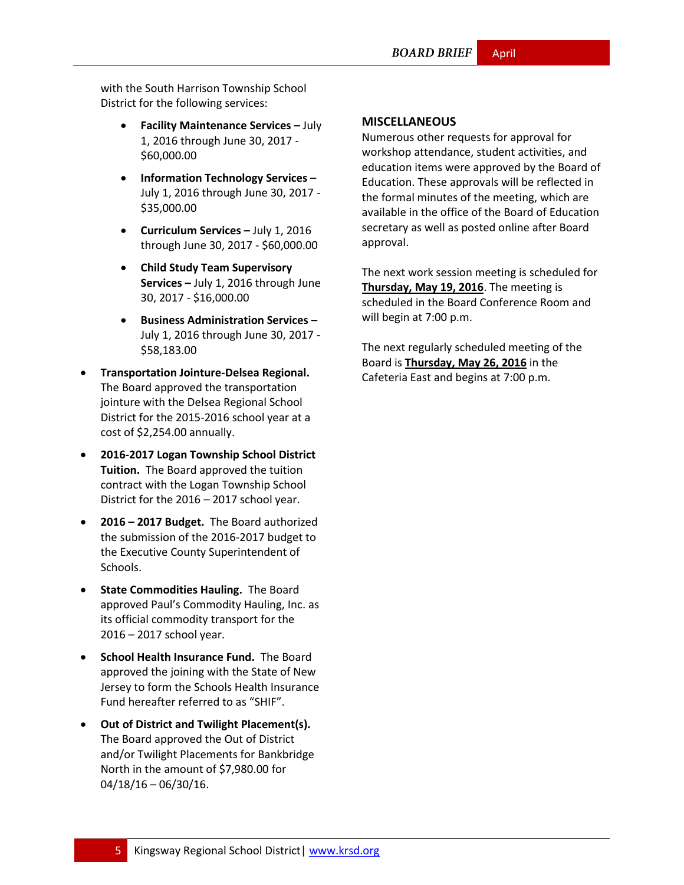with the South Harrison Township School District for the following services:

  - **Facility Maintenance Services –** July 1, 2016 through June 30, 2017 - $60,000.00
  - **Information Technology Services** – July 1, 2016 through June 30, 2017 - $35,000.00
  - **Curriculum Services –** July 1, 2016 through June 30, 2017 - $60,000.00
  - **Child Study Team Supervisory Services –** July 1, 2016 through June 30, 2017 - $16,000.00
  - **Business Administration Services –** July 1, 2016 through June 30, 2017 - $58,183.00

- **Transportation Jointure-Delsea Regional.** The Board approved the transportation jointure with the Delsea Regional School District for the 2015-2016 school year at a cost of $2,254.00 annually.
- **2016-2017 Logan Township School District Tuition.** The Board approved the tuition contract with the Logan Township School District for the 2016 – 2017 school year.
- **2016 – 2017 Budget.** The Board authorized the submission of the 2016-2017 budget to the Executive County Superintendent of Schools.
- **State Commodities Hauling.** The Board approved Paul's Commodity Hauling, Inc. as its official commodity transport for the 2016 – 2017 school year.
- **School Health Insurance Fund.** The Board approved the joining with the State of New Jersey to form the Schools Health Insurance Fund hereafter referred to as "SHIF".
- **Out of District and Twilight Placement(s).** The Board approved the Out of District and/or Twilight Placements for Bankbridge North in the amount of $7,980.00 for 04/18/16 – 06/30/16.

## MISCELLANEOUS

Numerous other requests for approval for workshop attendance, student activities, and education items were approved by the Board of Education. These approvals will be reflected in the formal minutes of the meeting, which are available in the office of the Board of Education secretary as well as posted online after Board approval.

The next work session meeting is scheduled for **Thursday, May 19, 2016**. The meeting is scheduled in the Board Conference Room and will begin at 7:00 p.m.

The next regularly scheduled meeting of the Board is **Thursday, May 26, 2016** in the Cafeteria East and begins at 7:00 p.m.